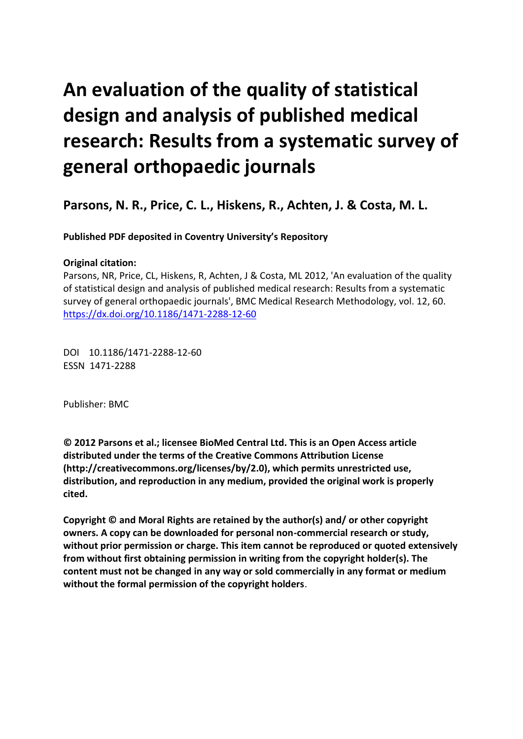# An evaluation of the quality of statistical design and analysis of published medical research: Results from a systematic survey of general orthopaedic journals

## Parsons, N. R., Price, C. L., Hiskens, R., Achten, J. & Costa, M. L.

**Published PDF deposited in Coventry University's Repository**

**Original citation:**

Parsons, NR, Price, CL, Hiskens, R, Achten, J & Costa, ML 2012, 'An evaluation of the quality of statistical design and analysis of published medical research: Results from a systematic survey of general orthopaedic journals', BMC Medical Research Methodology, vol. 12, 60.
https://dx.doi.org/10.1186/1471-2288-12-60

DOI 10.1186/1471-2288-12-60
ESSN 1471-2288

Publisher: BMC

**© 2012 Parsons et al.; licensee BioMed Central Ltd. This is an Open Access article distributed under the terms of the Creative Commons Attribution License (http://creativecommons.org/licenses/by/2.0), which permits unrestricted use, distribution, and reproduction in any medium, provided the original work is properly cited.**

**Copyright © and Moral Rights are retained by the author(s) and/ or other copyright owners. A copy can be downloaded for personal non-commercial research or study, without prior permission or charge. This item cannot be reproduced or quoted extensively from without first obtaining permission in writing from the copyright holder(s). The content must not be changed in any way or sold commercially in any format or medium without the formal permission of the copyright holders**.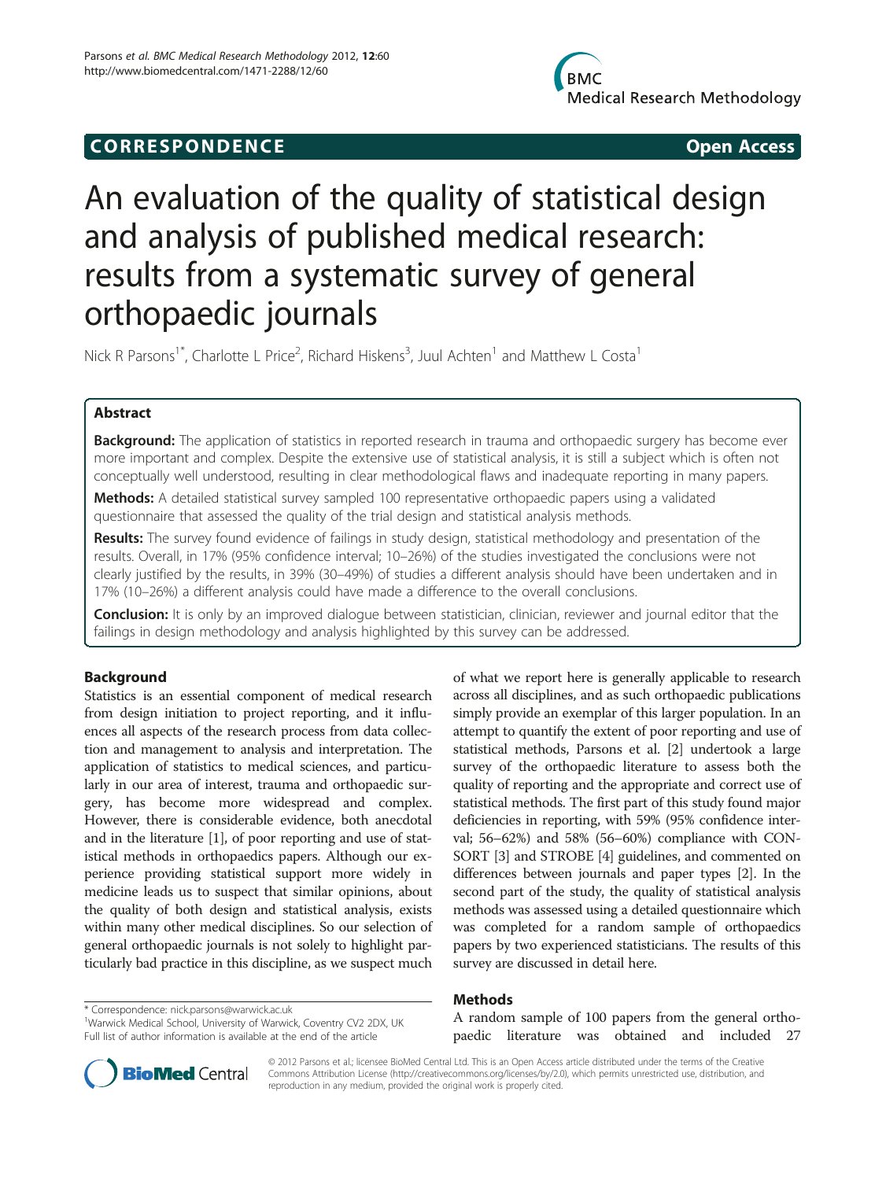# An evaluation of the quality of statistical design and analysis of published medical research: results from a systematic survey of general orthopaedic journals

Nick R Parsons[1*], Charlotte L Price[2], Richard Hiskens[3], Juul Achten[1] and Matthew L Costa[1]

## Abstract

**Background:** The application of statistics in reported research in trauma and orthopaedic surgery has become ever more important and complex. Despite the extensive use of statistical analysis, it is still a subject which is often not conceptually well understood, resulting in clear methodological flaws and inadequate reporting in many papers.

**Methods:** A detailed statistical survey sampled 100 representative orthopaedic papers using a validated questionnaire that assessed the quality of the trial design and statistical analysis methods.

**Results:** The survey found evidence of failings in study design, statistical methodology and presentation of the results. Overall, in 17% (95% confidence interval; 10–26%) of the studies investigated the conclusions were not clearly justified by the results, in 39% (30–49%) of studies a different analysis should have been undertaken and in 17% (10–26%) a different analysis could have made a difference to the overall conclusions.

**Conclusion:** It is only by an improved dialogue between statistician, clinician, reviewer and journal editor that the failings in design methodology and analysis highlighted by this survey can be addressed.

## Background

Statistics is an essential component of medical research from design initiation to project reporting, and it influences all aspects of the research process from data collection and management to analysis and interpretation. The application of statistics to medical sciences, and particularly in our area of interest, trauma and orthopaedic surgery, has become more widespread and complex. However, there is considerable evidence, both anecdotal and in the literature [1], of poor reporting and use of statistical methods in orthopaedics papers. Although our experience providing statistical support more widely in medicine leads us to suspect that similar opinions, about the quality of both design and statistical analysis, exists within many other medical disciplines. So our selection of general orthopaedic journals is not solely to highlight particularly bad practice in this discipline, as we suspect much of what we report here is generally applicable to research across all disciplines, and as such orthopaedic publications simply provide an exemplar of this larger population. In an attempt to quantify the extent of poor reporting and use of statistical methods, Parsons et al. [2] undertook a large survey of the orthopaedic literature to assess both the quality of reporting and the appropriate and correct use of statistical methods. The first part of this study found major deficiencies in reporting, with 59% (95% confidence interval; 56–62%) and 58% (56–60%) compliance with CONSORT [3] and STROBE [4] guidelines, and commented on differences between journals and paper types [2]. In the second part of the study, the quality of statistical analysis methods was assessed using a detailed questionnaire which was completed for a random sample of orthopaedics papers by two experienced statisticians. The results of this survey are discussed in detail here.

## Methods

A random sample of 100 papers from the general orthopaedic literature was obtained and included 27

\* Correspondence: nick.parsons@warwick.ac.uk
[1]Warwick Medical School, University of Warwick, Coventry CV2 2DX, UK
Full list of author information is available at the end of the article

© 2012 Parsons et al.; licensee BioMed Central Ltd. This is an Open Access article distributed under the terms of the Creative Commons Attribution License (http://creativecommons.org/licenses/by/2.0), which permits unrestricted use, distribution, and reproduction in any medium, provided the original work is properly cited.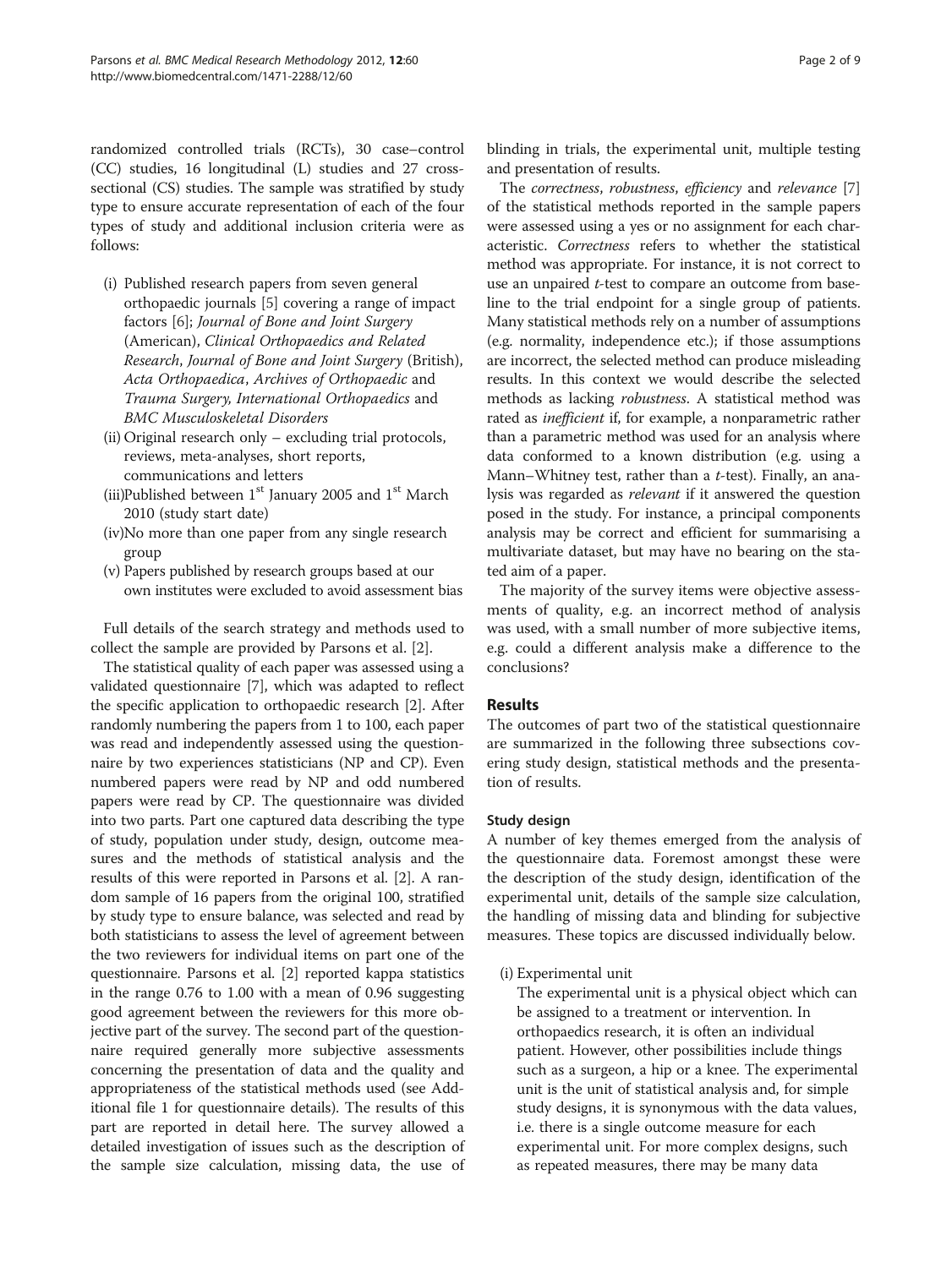randomized controlled trials (RCTs), 30 case–control (CC) studies, 16 longitudinal (L) studies and 27 cross-sectional (CS) studies. The sample was stratified by study type to ensure accurate representation of each of the four types of study and additional inclusion criteria were as follows:

(i) Published research papers from seven general orthopaedic journals [5] covering a range of impact factors [6]; *Journal of Bone and Joint Surgery* (American), *Clinical Orthopaedics and Related Research*, *Journal of Bone and Joint Surgery* (British), *Acta Orthopaedica*, *Archives of Orthopaedic and Trauma Surgery*, *International Orthopaedics* and *BMC Musculoskeletal Disorders*
(ii) Original research only – excluding trial protocols, reviews, meta-analyses, short reports, communications and letters
(iii) Published between 1st January 2005 and 1st March 2010 (study start date)
(iv) No more than one paper from any single research group
(v) Papers published by research groups based at our own institutes were excluded to avoid assessment bias

Full details of the search strategy and methods used to collect the sample are provided by Parsons et al. [2].

The statistical quality of each paper was assessed using a validated questionnaire [7], which was adapted to reflect the specific application to orthopaedic research [2]. After randomly numbering the papers from 1 to 100, each paper was read and independently assessed using the questionnaire by two experiences statisticians (NP and CP). Even numbered papers were read by NP and odd numbered papers were read by CP. The questionnaire was divided into two parts. Part one captured data describing the type of study, population under study, design, outcome measures and the methods of statistical analysis and the results of this were reported in Parsons et al. [2]. A random sample of 16 papers from the original 100, stratified by study type to ensure balance, was selected and read by both statisticians to assess the level of agreement between the two reviewers for individual items on part one of the questionnaire. Parsons et al. [2] reported kappa statistics in the range 0.76 to 1.00 with a mean of 0.96 suggesting good agreement between the reviewers for this more objective part of the survey. The second part of the questionnaire required generally more subjective assessments concerning the presentation of data and the quality and appropriateness of the statistical methods used (see Additional file 1 for questionnaire details). The results of this part are reported in detail here. The survey allowed a detailed investigation of issues such as the description of the sample size calculation, missing data, the use of blinding in trials, the experimental unit, multiple testing and presentation of results.

The *correctness*, *robustness*, *efficiency* and *relevance* [7] of the statistical methods reported in the sample papers were assessed using a yes or no assignment for each characteristic. *Correctness* refers to whether the statistical method was appropriate. For instance, it is not correct to use an unpaired *t*-test to compare an outcome from baseline to the trial endpoint for a single group of patients. Many statistical methods rely on a number of assumptions (e.g. normality, independence etc.); if those assumptions are incorrect, the selected method can produce misleading results. In this context we would describe the selected methods as lacking *robustness*. A statistical method was rated as *inefficient* if, for example, a nonparametric rather than a parametric method was used for an analysis where data conformed to a known distribution (e.g. using a Mann–Whitney test, rather than a *t*-test). Finally, an analysis was regarded as *relevant* if it answered the question posed in the study. For instance, a principal components analysis may be correct and efficient for summarising a multivariate dataset, but may have no bearing on the stated aim of a paper.

The majority of the survey items were objective assessments of quality, e.g. an incorrect method of analysis was used, with a small number of more subjective items, e.g. could a different analysis make a difference to the conclusions?

## Results

The outcomes of part two of the statistical questionnaire are summarized in the following three subsections covering study design, statistical methods and the presentation of results.

### Study design

A number of key themes emerged from the analysis of the questionnaire data. Foremost amongst these were the description of the study design, identification of the experimental unit, details of the sample size calculation, the handling of missing data and blinding for subjective measures. These topics are discussed individually below.

(i) Experimental unit

The experimental unit is a physical object which can be assigned to a treatment or intervention. In orthopaedics research, it is often an individual patient. However, other possibilities include things such as a surgeon, a hip or a knee. The experimental unit is the unit of statistical analysis and, for simple study designs, it is synonymous with the data values, i.e. there is a single outcome measure for each experimental unit. For more complex designs, such as repeated measures, there may be many data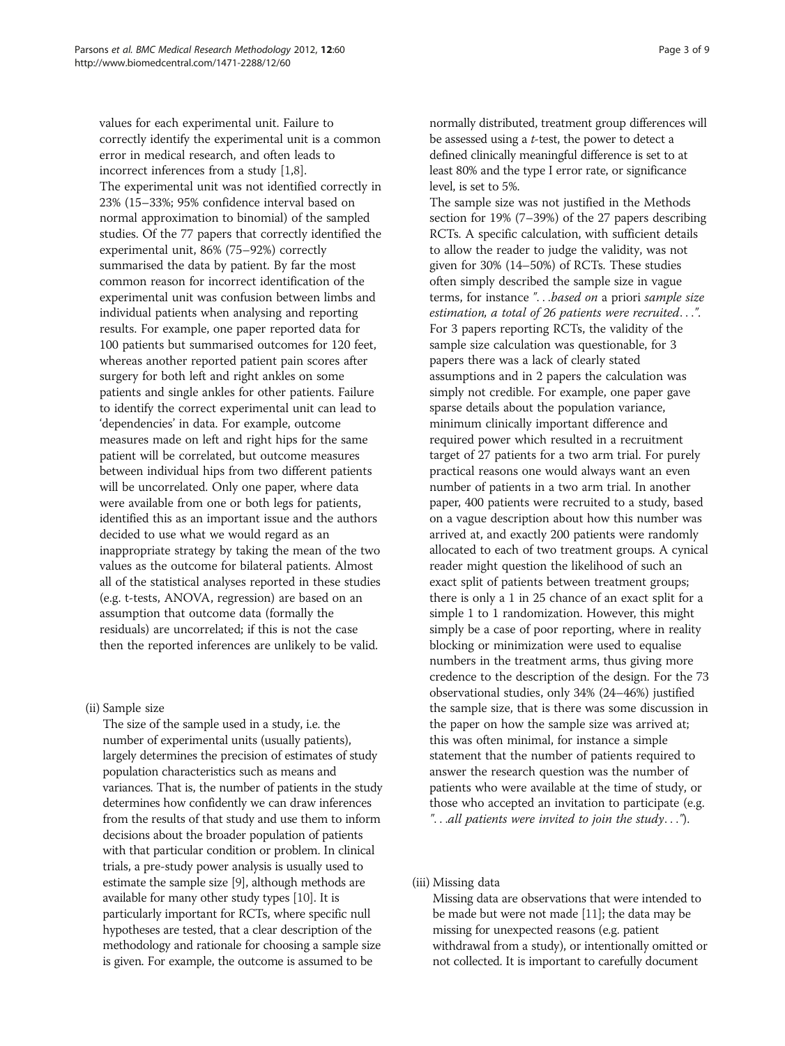values for each experimental unit. Failure to correctly identify the experimental unit is a common error in medical research, and often leads to incorrect inferences from a study [1,8].

The experimental unit was not identified correctly in 23% (15–33%; 95% confidence interval based on normal approximation to binomial) of the sampled studies. Of the 77 papers that correctly identified the experimental unit, 86% (75–92%) correctly summarised the data by patient. By far the most common reason for incorrect identification of the experimental unit was confusion between limbs and individual patients when analysing and reporting results. For example, one paper reported data for 100 patients but summarised outcomes for 120 feet, whereas another reported patient pain scores after surgery for both left and right ankles on some patients and single ankles for other patients. Failure to identify the correct experimental unit can lead to 'dependencies' in data. For example, outcome measures made on left and right hips for the same patient will be correlated, but outcome measures between individual hips from two different patients will be uncorrelated. Only one paper, where data were available from one or both legs for patients, identified this as an important issue and the authors decided to use what we would regard as an inappropriate strategy by taking the mean of the two values as the outcome for bilateral patients. Almost all of the statistical analyses reported in these studies (e.g. t-tests, ANOVA, regression) are based on an assumption that outcome data (formally the residuals) are uncorrelated; if this is not the case then the reported inferences are unlikely to be valid.

(ii) Sample size

The size of the sample used in a study, i.e. the number of experimental units (usually patients), largely determines the precision of estimates of study population characteristics such as means and variances. That is, the number of patients in the study determines how confidently we can draw inferences from the results of that study and use them to inform decisions about the broader population of patients with that particular condition or problem. In clinical trials, a pre-study power analysis is usually used to estimate the sample size [9], although methods are available for many other study types [10]. It is particularly important for RCTs, where specific null hypotheses are tested, that a clear description of the methodology and rationale for choosing a sample size is given. For example, the outcome is assumed to be normally distributed, treatment group differences will be assessed using a *t*-test, the power to detect a defined clinically meaningful difference is set to at least 80% and the type I error rate, or significance level, is set to 5%.

The sample size was not justified in the Methods section for 19% (7–39%) of the 27 papers describing RCTs. A specific calculation, with sufficient details to allow the reader to judge the validity, was not given for 30% (14–50%) of RCTs. These studies often simply described the sample size in vague terms, for instance *"...based on* a priori *sample size estimation, a total of 26 patients were recruited..."*. For 3 papers reporting RCTs, the validity of the sample size calculation was questionable, for 3 papers there was a lack of clearly stated assumptions and in 2 papers the calculation was simply not credible. For example, one paper gave sparse details about the population variance, minimum clinically important difference and required power which resulted in a recruitment target of 27 patients for a two arm trial. For purely practical reasons one would always want an even number of patients in a two arm trial. In another paper, 400 patients were recruited to a study, based on a vague description about how this number was arrived at, and exactly 200 patients were randomly allocated to each of two treatment groups. A cynical reader might question the likelihood of such an exact split of patients between treatment groups; there is only a 1 in 25 chance of an exact split for a simple 1 to 1 randomization. However, this might simply be a case of poor reporting, where in reality blocking or minimization were used to equalise numbers in the treatment arms, thus giving more credence to the description of the design. For the 73 observational studies, only 34% (24–46%) justified the sample size, that is there was some discussion in the paper on how the sample size was arrived at; this was often minimal, for instance a simple statement that the number of patients required to answer the research question was the number of patients who were available at the time of study, or those who accepted an invitation to participate (e.g. *"...all patients were invited to join the study..."*).

(iii) Missing data

Missing data are observations that were intended to be made but were not made [11]; the data may be missing for unexpected reasons (e.g. patient withdrawal from a study), or intentionally omitted or not collected. It is important to carefully document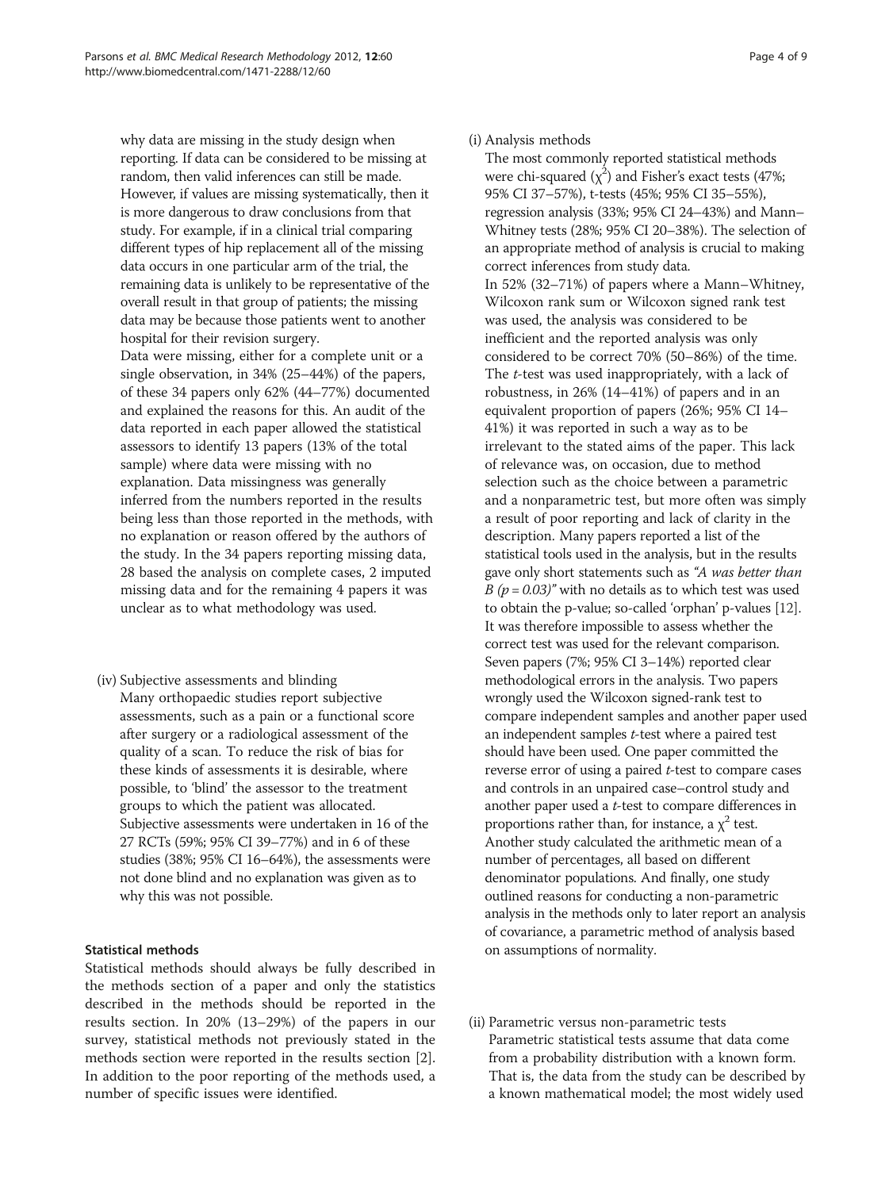why data are missing in the study design when reporting. If data can be considered to be missing at random, then valid inferences can still be made. However, if values are missing systematically, then it is more dangerous to draw conclusions from that study. For example, if in a clinical trial comparing different types of hip replacement all of the missing data occurs in one particular arm of the trial, the remaining data is unlikely to be representative of the overall result in that group of patients; the missing data may be because those patients went to another hospital for their revision surgery.

Data were missing, either for a complete unit or a single observation, in 34% (25–44%) of the papers, of these 34 papers only 62% (44–77%) documented and explained the reasons for this. An audit of the data reported in each paper allowed the statistical assessors to identify 13 papers (13% of the total sample) where data were missing with no explanation. Data missingness was generally inferred from the numbers reported in the results being less than those reported in the methods, with no explanation or reason offered by the authors of the study. In the 34 papers reporting missing data, 28 based the analysis on complete cases, 2 imputed missing data and for the remaining 4 papers it was unclear as to what methodology was used.

(iv) Subjective assessments and blinding

Many orthopaedic studies report subjective assessments, such as a pain or a functional score after surgery or a radiological assessment of the quality of a scan. To reduce the risk of bias for these kinds of assessments it is desirable, where possible, to 'blind' the assessor to the treatment groups to which the patient was allocated. Subjective assessments were undertaken in 16 of the 27 RCTs (59%; 95% CI 39–77%) and in 6 of these studies (38%; 95% CI 16–64%), the assessments were not done blind and no explanation was given as to why this was not possible.

### Statistical methods

Statistical methods should always be fully described in the methods section of a paper and only the statistics described in the methods should be reported in the results section. In 20% (13–29%) of the papers in our survey, statistical methods not previously stated in the methods section were reported in the results section [2]. In addition to the poor reporting of the methods used, a number of specific issues were identified.

(i) Analysis methods

The most commonly reported statistical methods were chi-squared ($\chi^2$) and Fisher's exact tests (47%; 95% CI 37–57%), t-tests (45%; 95% CI 35–55%), regression analysis (33%; 95% CI 24–43%) and Mann–Whitney tests (28%; 95% CI 20–38%). The selection of an appropriate method of analysis is crucial to making correct inferences from study data.

In 52% (32–71%) of papers where a Mann–Whitney, Wilcoxon rank sum or Wilcoxon signed rank test was used, the analysis was considered to be inefficient and the reported analysis was only considered to be correct 70% (50–86%) of the time. The *t*-test was used inappropriately, with a lack of robustness, in 26% (14–41%) of papers and in an equivalent proportion of papers (26%; 95% CI 14–41%) it was reported in such a way as to be irrelevant to the stated aims of the paper. This lack of relevance was, on occasion, due to method selection such as the choice between a parametric and a nonparametric test, but more often was simply a result of poor reporting and lack of clarity in the description. Many papers reported a list of the statistical tools used in the analysis, but in the results gave only short statements such as *"A was better than B ($p = 0.03$)"* with no details as to which test was used to obtain the p-value; so-called 'orphan' p-values [12]. It was therefore impossible to assess whether the correct test was used for the relevant comparison. Seven papers (7%; 95% CI 3–14%) reported clear methodological errors in the analysis. Two papers wrongly used the Wilcoxon signed-rank test to compare independent samples and another paper used an independent samples *t*-test where a paired test should have been used. One paper committed the reverse error of using a paired *t*-test to compare cases and controls in an unpaired case–control study and another paper used a *t*-test to compare differences in proportions rather than, for instance, a $\chi^2$ test. Another study calculated the arithmetic mean of a number of percentages, all based on different denominator populations. And finally, one study outlined reasons for conducting a non-parametric analysis in the methods only to later report an analysis of covariance, a parametric method of analysis based on assumptions of normality.

(ii) Parametric versus non-parametric tests

Parametric statistical tests assume that data come from a probability distribution with a known form. That is, the data from the study can be described by a known mathematical model; the most widely used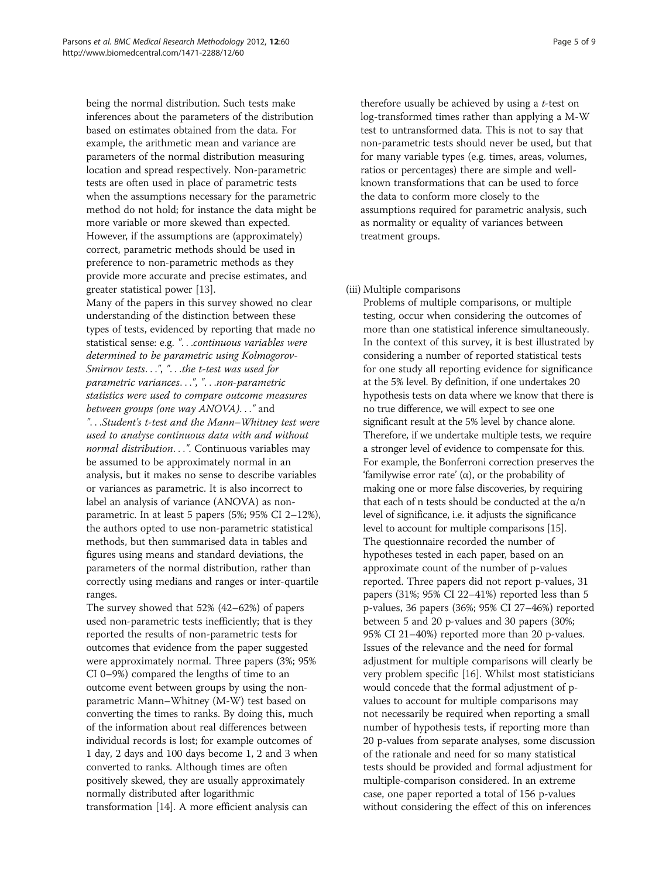being the normal distribution. Such tests make inferences about the parameters of the distribution based on estimates obtained from the data. For example, the arithmetic mean and variance are parameters of the normal distribution measuring location and spread respectively. Non-parametric tests are often used in place of parametric tests when the assumptions necessary for the parametric method do not hold; for instance the data might be more variable or more skewed than expected. However, if the assumptions are (approximately) correct, parametric methods should be used in preference to non-parametric methods as they provide more accurate and precise estimates, and greater statistical power [13].

Many of the papers in this survey showed no clear understanding of the distinction between these types of tests, evidenced by reporting that made no statistical sense: e.g. *"…continuous variables were determined to be parametric using Kolmogorov-Smirnov tests…"*, *"…the t-test was used for parametric variances…"*, *"…non-parametric statistics were used to compare outcome measures between groups (one way ANOVA)…"* and *"…Student's t-test and the Mann–Whitney test were used to analyse continuous data with and without normal distribution…"*. Continuous variables may be assumed to be approximately normal in an analysis, but it makes no sense to describe variables or variances as parametric. It is also incorrect to label an analysis of variance (ANOVA) as non-parametric. In at least 5 papers (5%; 95% CI 2–12%), the authors opted to use non-parametric statistical methods, but then summarised data in tables and figures using means and standard deviations, the parameters of the normal distribution, rather than correctly using medians and ranges or inter-quartile ranges.

The survey showed that 52% (42–62%) of papers used non-parametric tests inefficiently; that is they reported the results of non-parametric tests for outcomes that evidence from the paper suggested were approximately normal. Three papers (3%; 95% CI 0–9%) compared the lengths of time to an outcome event between groups by using the non-parametric Mann–Whitney (M-W) test based on converting the times to ranks. By doing this, much of the information about real differences between individual records is lost; for example outcomes of 1 day, 2 days and 100 days become 1, 2 and 3 when converted to ranks. Although times are often positively skewed, they are usually approximately normally distributed after logarithmic transformation [14]. A more efficient analysis can therefore usually be achieved by using a *t*-test on log-transformed times rather than applying a M-W test to untransformed data. This is not to say that non-parametric tests should never be used, but that for many variable types (e.g. times, areas, volumes, ratios or percentages) there are simple and well-known transformations that can be used to force the data to conform more closely to the assumptions required for parametric analysis, such as normality or equality of variances between treatment groups.

(iii) Multiple comparisons

Problems of multiple comparisons, or multiple testing, occur when considering the outcomes of more than one statistical inference simultaneously. In the context of this survey, it is best illustrated by considering a number of reported statistical tests for one study all reporting evidence for significance at the 5% level. By definition, if one undertakes 20 hypothesis tests on data where we know that there is no true difference, we will expect to see one significant result at the 5% level by chance alone. Therefore, if we undertake multiple tests, we require a stronger level of evidence to compensate for this. For example, the Bonferroni correction preserves the 'familywise error rate' ($\alpha$), or the probability of making one or more false discoveries, by requiring that each of n tests should be conducted at the $\alpha/n$ level of significance, i.e. it adjusts the significance level to account for multiple comparisons [15].

The questionnaire recorded the number of hypotheses tested in each paper, based on an approximate count of the number of p-values reported. Three papers did not report p-values, 31 papers (31%; 95% CI 22–41%) reported less than 5 p-values, 36 papers (36%; 95% CI 27–46%) reported between 5 and 20 p-values and 30 papers (30%; 95% CI 21–40%) reported more than 20 p-values. Issues of the relevance and the need for formal adjustment for multiple comparisons will clearly be very problem specific [16]. Whilst most statisticians would concede that the formal adjustment of p-values to account for multiple comparisons may not necessarily be required when reporting a small number of hypothesis tests, if reporting more than 20 p-values from separate analyses, some discussion of the rationale and need for so many statistical tests should be provided and formal adjustment for multiple-comparison considered. In an extreme case, one paper reported a total of 156 p-values without considering the effect of this on inferences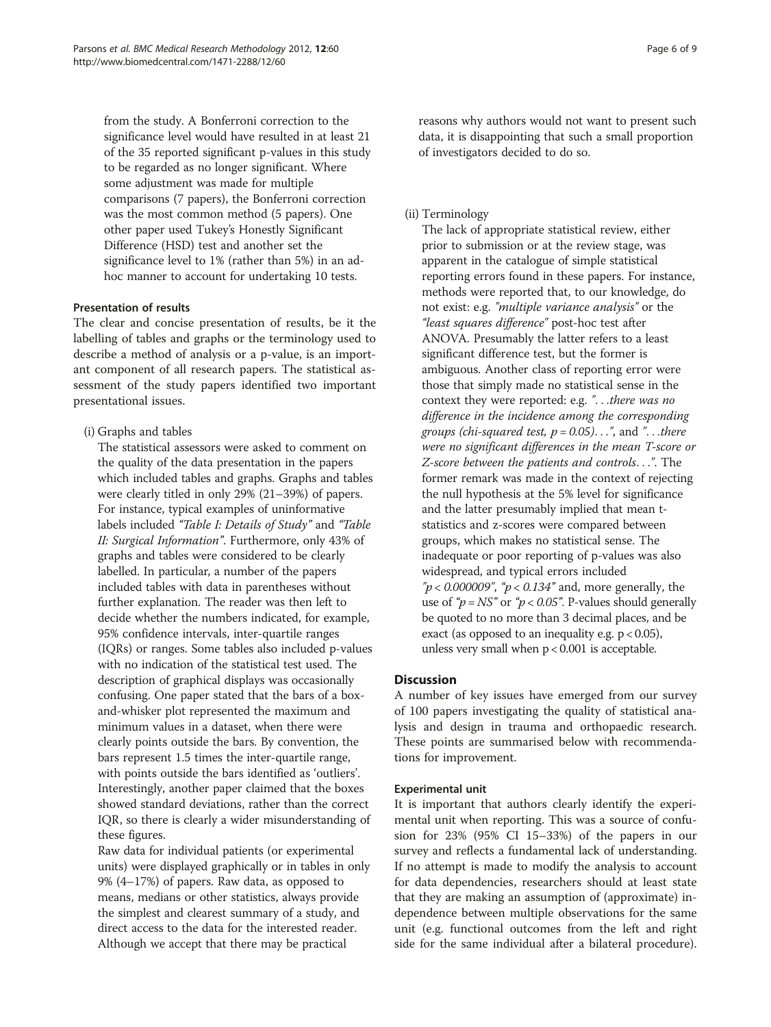from the study. A Bonferroni correction to the significance level would have resulted in at least 21 of the 35 reported significant p-values in this study to be regarded as no longer significant. Where some adjustment was made for multiple comparisons (7 papers), the Bonferroni correction was the most common method (5 papers). One other paper used Tukey's Honestly Significant Difference (HSD) test and another set the significance level to 1% (rather than 5%) in an ad-hoc manner to account for undertaking 10 tests.

### Presentation of results

The clear and concise presentation of results, be it the labelling of tables and graphs or the terminology used to describe a method of analysis or a p-value, is an important component of all research papers. The statistical assessment of the study papers identified two important presentational issues.

(i) Graphs and tables

The statistical assessors were asked to comment on the quality of the data presentation in the papers which included tables and graphs. Graphs and tables were clearly titled in only 29% (21–39%) of papers. For instance, typical examples of uninformative labels included *"Table I: Details of Study"* and *"Table II: Surgical Information"*. Furthermore, only 43% of graphs and tables were considered to be clearly labelled. In particular, a number of the papers included tables with data in parentheses without further explanation. The reader was then left to decide whether the numbers indicated, for example, 95% confidence intervals, inter-quartile ranges (IQRs) or ranges. Some tables also included p-values with no indication of the statistical test used. The description of graphical displays was occasionally confusing. One paper stated that the bars of a box-and-whisker plot represented the maximum and minimum values in a dataset, when there were clearly points outside the bars. By convention, the bars represent 1.5 times the inter-quartile range, with points outside the bars identified as 'outliers'. Interestingly, another paper claimed that the boxes showed standard deviations, rather than the correct IQR, so there is clearly a wider misunderstanding of these figures.

Raw data for individual patients (or experimental units) were displayed graphically or in tables in only 9% (4–17%) of papers. Raw data, as opposed to means, medians or other statistics, always provide the simplest and clearest summary of a study, and direct access to the data for the interested reader. Although we accept that there may be practical reasons why authors would not want to present such data, it is disappointing that such a small proportion of investigators decided to do so.

(ii) Terminology

The lack of appropriate statistical review, either prior to submission or at the review stage, was apparent in the catalogue of simple statistical reporting errors found in these papers. For instance, methods were reported that, to our knowledge, do not exist: e.g. *"multiple variance analysis"* or the *"least squares difference"* post-hoc test after ANOVA. Presumably the latter refers to a least significant difference test, but the former is ambiguous. Another class of reporting error were those that simply made no statistical sense in the context they were reported: e.g. *"...there was no difference in the incidence among the corresponding groups (chi-squared test, $p = 0.05$)..."*, and *"...there were no significant differences in the mean T-score or Z-score between the patients and controls..."*. The former remark was made in the context of rejecting the null hypothesis at the 5% level for significance and the latter presumably implied that mean t-statistics and z-scores were compared between groups, which makes no statistical sense. The inadequate or poor reporting of p-values was also widespread, and typical errors included *"$p < 0.000009$"*, *"$p < 0.134$"* and, more generally, the use of *"$p = NS$"* or *"$p < 0.05$"*. P-values should generally be quoted to no more than 3 decimal places, and be exact (as opposed to an inequality e.g. $p < 0.05$), unless very small when $p < 0.001$ is acceptable.

## Discussion

A number of key issues have emerged from our survey of 100 papers investigating the quality of statistical analysis and design in trauma and orthopaedic research. These points are summarised below with recommendations for improvement.

### Experimental unit

It is important that authors clearly identify the experimental unit when reporting. This was a source of confusion for 23% (95% CI 15–33%) of the papers in our survey and reflects a fundamental lack of understanding. If no attempt is made to modify the analysis to account for data dependencies, researchers should at least state that they are making an assumption of (approximate) independence between multiple observations for the same unit (e.g. functional outcomes from the left and right side for the same individual after a bilateral procedure).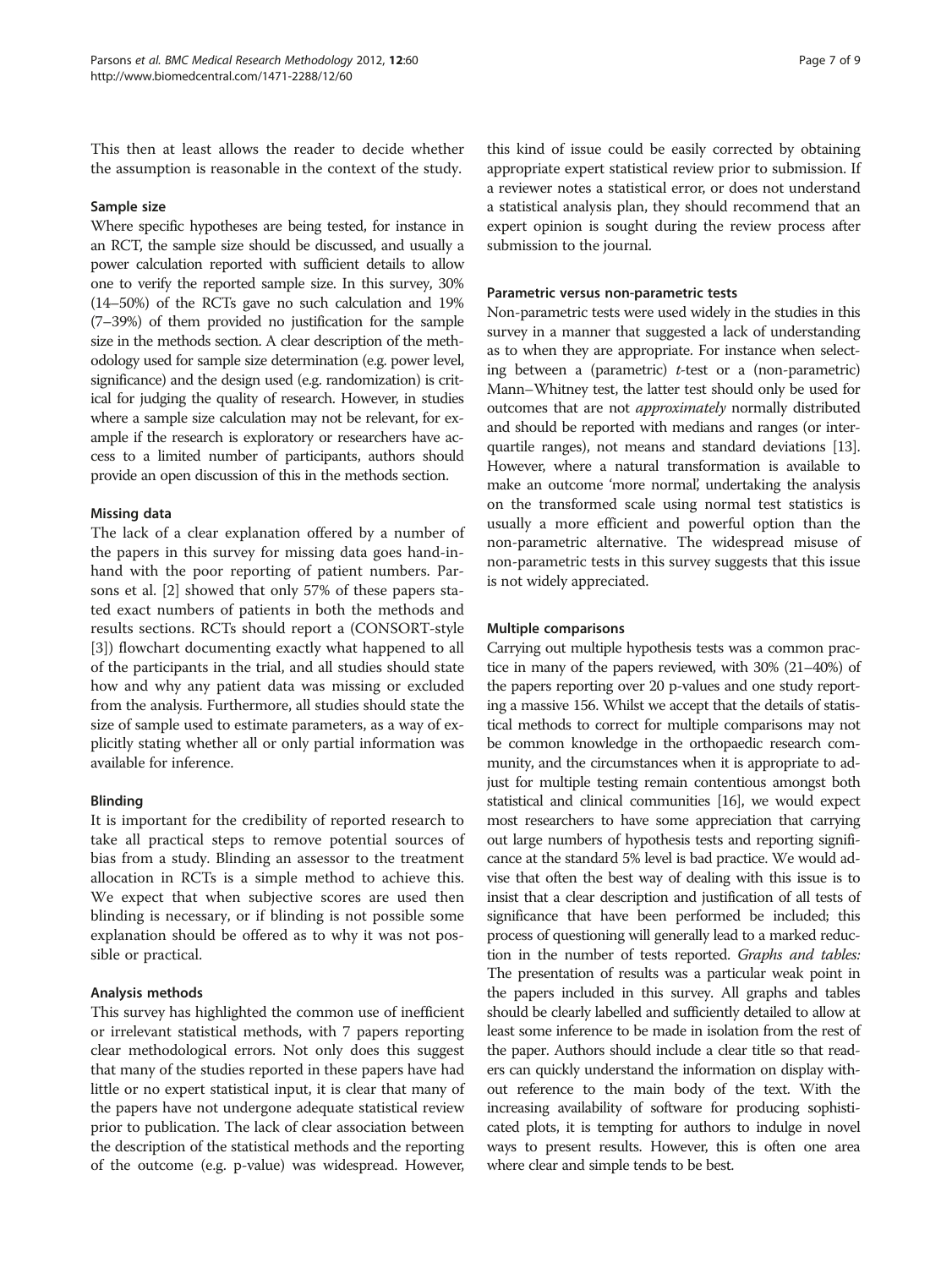This then at least allows the reader to decide whether the assumption is reasonable in the context of the study.

#### Sample size

Where specific hypotheses are being tested, for instance in an RCT, the sample size should be discussed, and usually a power calculation reported with sufficient details to allow one to verify the reported sample size. In this survey, 30% (14–50%) of the RCTs gave no such calculation and 19% (7–39%) of them provided no justification for the sample size in the methods section. A clear description of the methodology used for sample size determination (e.g. power level, significance) and the design used (e.g. randomization) is critical for judging the quality of research. However, in studies where a sample size calculation may not be relevant, for example if the research is exploratory or researchers have access to a limited number of participants, authors should provide an open discussion of this in the methods section.

#### Missing data

The lack of a clear explanation offered by a number of the papers in this survey for missing data goes hand-in-hand with the poor reporting of patient numbers. Parsons et al. [2] showed that only 57% of these papers stated exact numbers of patients in both the methods and results sections. RCTs should report a (CONSORT-style [3]) flowchart documenting exactly what happened to all of the participants in the trial, and all studies should state how and why any patient data was missing or excluded from the analysis. Furthermore, all studies should state the size of sample used to estimate parameters, as a way of explicitly stating whether all or only partial information was available for inference.

#### Blinding

It is important for the credibility of reported research to take all practical steps to remove potential sources of bias from a study. Blinding an assessor to the treatment allocation in RCTs is a simple method to achieve this. We expect that when subjective scores are used then blinding is necessary, or if blinding is not possible some explanation should be offered as to why it was not possible or practical.

#### Analysis methods

This survey has highlighted the common use of inefficient or irrelevant statistical methods, with 7 papers reporting clear methodological errors. Not only does this suggest that many of the studies reported in these papers have had little or no expert statistical input, it is clear that many of the papers have not undergone adequate statistical review prior to publication. The lack of clear association between the description of the statistical methods and the reporting of the outcome (e.g. p-value) was widespread. However, this kind of issue could be easily corrected by obtaining appropriate expert statistical review prior to submission. If a reviewer notes a statistical error, or does not understand a statistical analysis plan, they should recommend that an expert opinion is sought during the review process after submission to the journal.

#### Parametric versus non-parametric tests

Non-parametric tests were used widely in the studies in this survey in a manner that suggested a lack of understanding as to when they are appropriate. For instance when selecting between a (parametric) *t*-test or a (non-parametric) Mann–Whitney test, the latter test should only be used for outcomes that are not *approximately* normally distributed and should be reported with medians and ranges (or inter-quartile ranges), not means and standard deviations [13]. However, where a natural transformation is available to make an outcome 'more normal', undertaking the analysis on the transformed scale using normal test statistics is usually a more efficient and powerful option than the non-parametric alternative. The widespread misuse of non-parametric tests in this survey suggests that this issue is not widely appreciated.

#### Multiple comparisons

Carrying out multiple hypothesis tests was a common practice in many of the papers reviewed, with 30% (21–40%) of the papers reporting over 20 p-values and one study reporting a massive 156. Whilst we accept that the details of statistical methods to correct for multiple comparisons may not be common knowledge in the orthopaedic research community, and the circumstances when it is appropriate to adjust for multiple testing remain contentious amongst both statistical and clinical communities [16], we would expect most researchers to have some appreciation that carrying out large numbers of hypothesis tests and reporting significance at the standard 5% level is bad practice. We would advise that often the best way of dealing with this issue is to insist that a clear description and justification of all tests of significance that have been performed be included; this process of questioning will generally lead to a marked reduction in the number of tests reported. *Graphs and tables:* The presentation of results was a particular weak point in the papers included in this survey. All graphs and tables should be clearly labelled and sufficiently detailed to allow at least some inference to be made in isolation from the rest of the paper. Authors should include a clear title so that readers can quickly understand the information on display without reference to the main body of the text. With the increasing availability of software for producing sophisticated plots, it is tempting for authors to indulge in novel ways to present results. However, this is often one area where clear and simple tends to be best.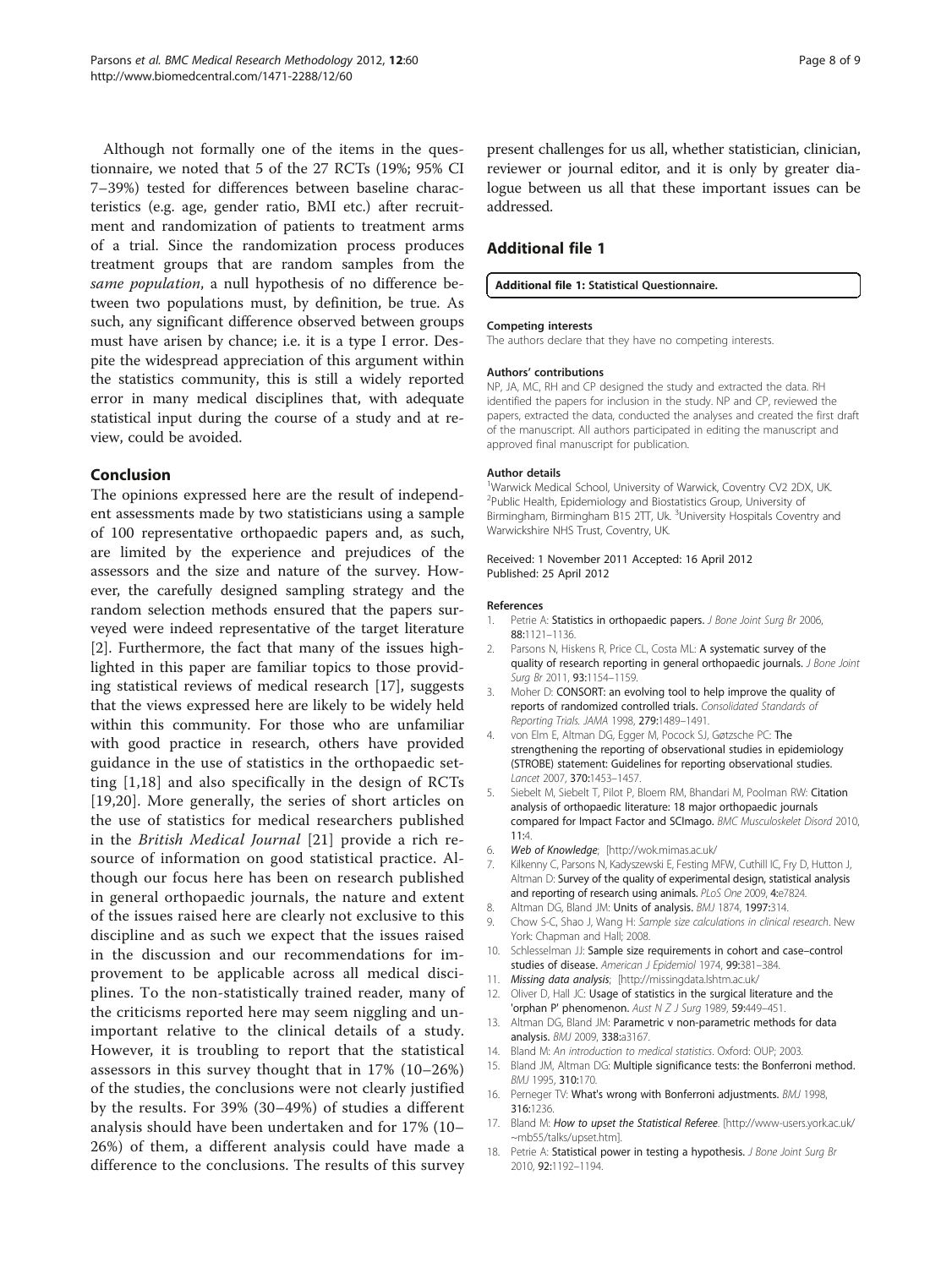Although not formally one of the items in the questionnaire, we noted that 5 of the 27 RCTs (19%; 95% CI 7–39%) tested for differences between baseline characteristics (e.g. age, gender ratio, BMI etc.) after recruitment and randomization of patients to treatment arms of a trial. Since the randomization process produces treatment groups that are random samples from the *same population*, a null hypothesis of no difference between two populations must, by definition, be true. As such, any significant difference observed between groups must have arisen by chance; i.e. it is a type I error. Despite the widespread appreciation of this argument within the statistics community, this is still a widely reported error in many medical disciplines that, with adequate statistical input during the course of a study and at review, could be avoided.

## Conclusion

The opinions expressed here are the result of independent assessments made by two statisticians using a sample of 100 representative orthopaedic papers and, as such, are limited by the experience and prejudices of the assessors and the size and nature of the survey. However, the carefully designed sampling strategy and the random selection methods ensured that the papers surveyed were indeed representative of the target literature [2]. Furthermore, the fact that many of the issues highlighted in this paper are familiar topics to those providing statistical reviews of medical research [17], suggests that the views expressed here are likely to be widely held within this community. For those who are unfamiliar with good practice in research, others have provided guidance in the use of statistics in the orthopaedic setting [1,18] and also specifically in the design of RCTs [19,20]. More generally, the series of short articles on the use of statistics for medical researchers published in the *British Medical Journal* [21] provide a rich resource of information on good statistical practice. Although our focus here has been on research published in general orthopaedic journals, the nature and extent of the issues raised here are clearly not exclusive to this discipline and as such we expect that the issues raised in the discussion and our recommendations for improvement to be applicable across all medical disciplines. To the non-statistically trained reader, many of the criticisms reported here may seem niggling and unimportant relative to the clinical details of a study. However, it is troubling to report that the statistical assessors in this survey thought that in 17% (10–26%) of the studies, the conclusions were not clearly justified by the results. For 39% (30–49%) of studies a different analysis should have been undertaken and for 17% (10–26%) of them, a different analysis could have made a difference to the conclusions. The results of this survey present challenges for us all, whether statistician, clinician, reviewer or journal editor, and it is only by greater dialogue between us all that these important issues can be addressed.

## Additional file 1

**Additional file 1: Statistical Questionnaire.**

#### Competing interests

The authors declare that they have no competing interests.

#### Authors' contributions

NP, JA, MC, RH and CP designed the study and extracted the data. RH identified the papers for inclusion in the study. NP and CP, reviewed the papers, extracted the data, conducted the analyses and created the first draft of the manuscript. All authors participated in editing the manuscript and approved final manuscript for publication.

#### Author details

[1]Warwick Medical School, University of Warwick, Coventry CV2 2DX, UK. [2]Public Health, Epidemiology and Biostatistics Group, University of Birmingham, Birmingham B15 2TT, Uk. [3]University Hospitals Coventry and Warwickshire NHS Trust, Coventry, UK.

Received: 1 November 2011 Accepted: 16 April 2012
Published: 25 April 2012

#### References

1. Petrie A: **Statistics in orthopaedic papers.** *J Bone Joint Surg Br* 2006, **88:**1121–1136.
2. Parsons N, Hiskens R, Price CL, Costa ML: **A systematic survey of the quality of research reporting in general orthopaedic journals.** *J Bone Joint Surg Br* 2011, **93:**1154–1159.
3. Moher D: **CONSORT: an evolving tool to help improve the quality of reports of randomized controlled trials.** *Consolidated Standards of Reporting Trials. JAMA* 1998, **279:**1489–1491.
4. von Elm E, Altman DG, Egger M, Pocock SJ, Gøtzsche PC: **The strengthening the reporting of observational studies in epidemiology (STROBE) statement: Guidelines for reporting observational studies.** *Lancet* 2007, **370:**1453–1457.
5. Siebelt M, Siebelt T, Pilot P, Bloem RM, Bhandari M, Poolman RW: **Citation analysis of orthopaedic literature: 18 major orthopaedic journals compared for Impact Factor and SCImago.** *BMC Musculoskelet Disord* 2010, **11:**4.
6. *Web of Knowledge*; [http://wok.mimas.ac.uk/
7. Kilkenny C, Parsons N, Kadyszewski E, Festing MFW, Cuthill IC, Fry D, Hutton J, Altman D: **Survey of the quality of experimental design, statistical analysis and reporting of research using animals.** *PLoS One* 2009, **4:**e7824.
8. Altman DG, Bland JM: **Units of analysis.** *BMJ* 1874, **1997:**314.
9. Chow S-C, Shao J, Wang H: *Sample size calculations in clinical research*. New York: Chapman and Hall; 2008.
10. Schlesselman JJ: **Sample size requirements in cohort and case–control studies of disease.** *American J Epidemiol* 1974, **99:**381–384.
11. *Missing data analysis*; [http://missingdata.lshtm.ac.uk/
12. Oliver D, Hall JC: **Usage of statistics in the surgical literature and the 'orphan P' phenomenon.** *Aust N Z J Surg* 1989, **59:**449–451.
13. Altman DG, Bland JM: **Parametric v non-parametric methods for data analysis.** *BMJ* 2009, **338:**a3167.
14. Bland M: *An introduction to medical statistics*. Oxford: OUP; 2003.
15. Bland JM, Altman DG: **Multiple significance tests: the Bonferroni method.** *BMJ* 1995, **310:**170.
16. Perneger TV: **What's wrong with Bonferroni adjustments.** *BMJ* 1998, **316:**1236.
17. Bland M: *How to upset the Statistical Referee*. [http://www-users.york.ac.uk/~mb55/talks/upset.htm].
18. Petrie A: **Statistical power in testing a hypothesis.** *J Bone Joint Surg Br* 2010, **92:**1192–1194.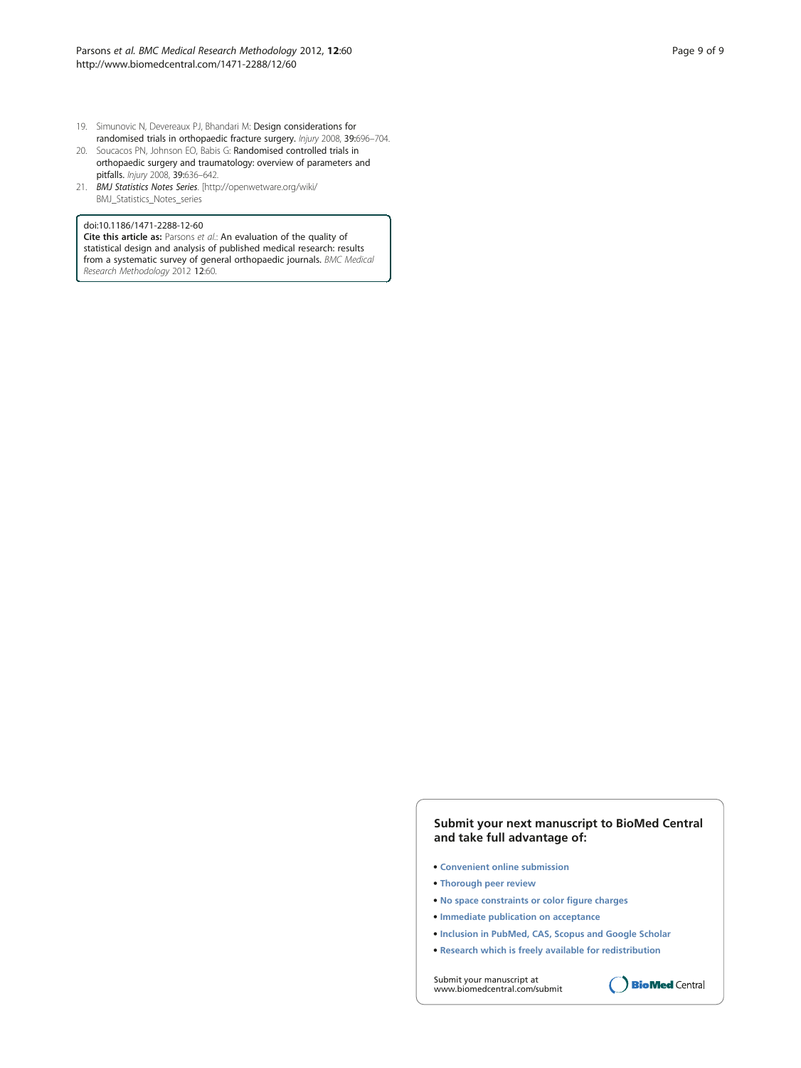19. Simunovic N, Devereaux PJ, Bhandari M: **Design considerations for randomised trials in orthopaedic fracture surgery.** *Injury* 2008, **39:**696–704.
20. Soucacos PN, Johnson EO, Babis G: **Randomised controlled trials in orthopaedic surgery and traumatology: overview of parameters and pitfalls.** *Injury* 2008, **39:**636–642.
21. ***BMJ Statistics Notes Series***. [http://openwetware.org/wiki/BMJ_Statistics_Notes_series

doi:10.1186/1471-2288-12-60
**Cite this article as:** Parsons *et al.*: An evaluation of the quality of statistical design and analysis of published medical research: results from a systematic survey of general orthopaedic journals. *BMC Medical Research Methodology* 2012 **12**:60.

**Submit your next manuscript to BioMed Central and take full advantage of:**

- **Convenient online submission**
- **Thorough peer review**
- **No space constraints or color figure charges**
- **Immediate publication on acceptance**
- **Inclusion in PubMed, CAS, Scopus and Google Scholar**
- **Research which is freely available for redistribution**

Submit your manuscript at
www.biomedcentral.com/submit

BioMed Central